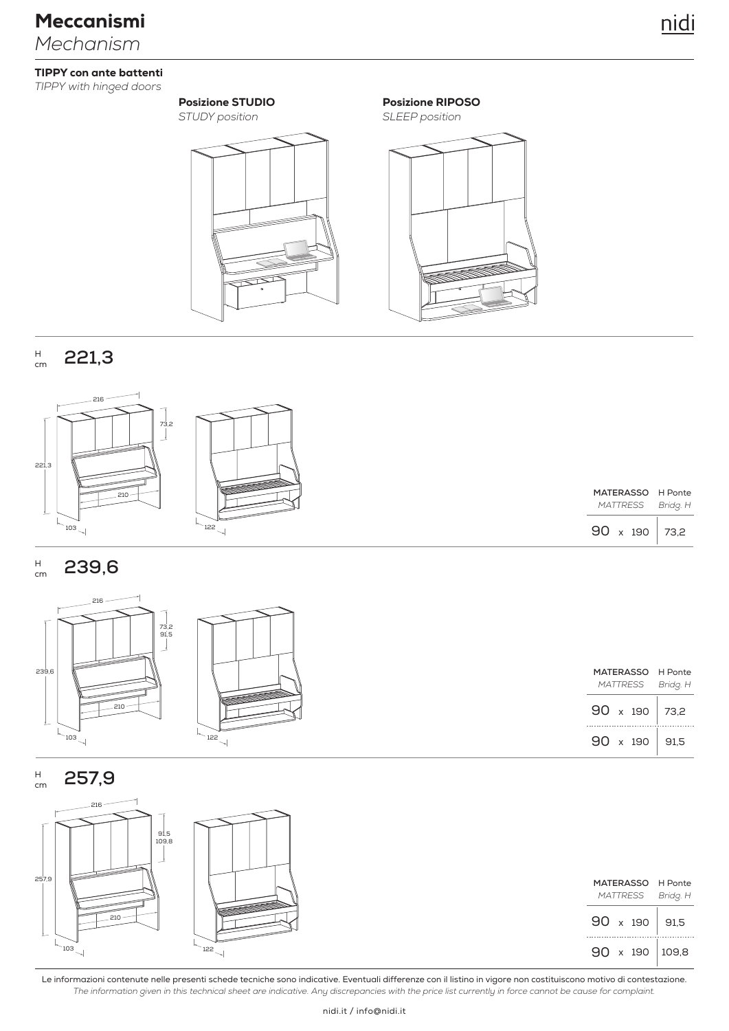# Meccanismi

*Mechanism*

### TIPPY con ante battenti

*TIPPY with hinged doors*

**Posizione STUDIO**
*STUDY position*

**Posizione RIPOSO**
*SLEEP position*

## H cm 221,3

| MATERASSO *MATTRESS* | H Ponte *Bridg. H* |
|---|---|
| 90 x 190 | 73,2 |

## H cm 239,6

| MATERASSO *MATTRESS* | H Ponte *Bridg. H* |
|---|---|
| 90 x 190 | 73,2 |
| 90 x 190 | 91,5 |

## H cm 257,9

| MATERASSO *MATTRESS* | H Ponte *Bridg. H* |
|---|---|
| 90 x 190 | 91,5 |
| 90 x 190 | 109,8 |

Le informazioni contenute nelle presenti schede tecniche sono indicative. Eventuali differenze con il listino in vigore non costituiscono motivo di contestazione.
*The information given in this technical sheet are indicative. Any discrepancies with the price list currently in force cannot be cause for complaint.*

nidi.it / info@nidi.it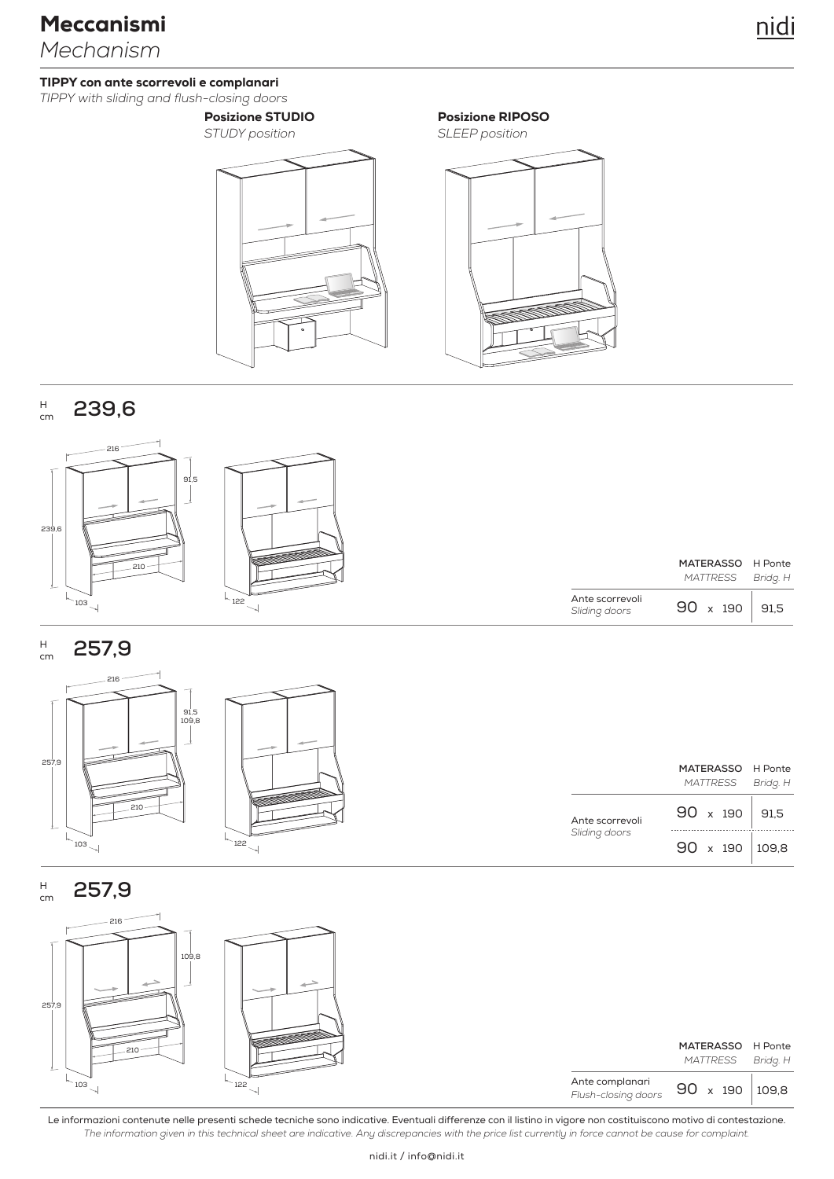# Meccanismi
*Mechanism*

### TIPPY con ante scorrevoli e complanari
*TIPPY with sliding and flush-closing doors*

**Posizione STUDIO**
*STUDY position*

**Posizione RIPOSO**
*SLEEP position*

---

H cm **239,6**

216
91,5
239,6
210
103
122

| | MATERASSO *MATTRESS* | H Ponte *Bridg. H* |
|---|---|---|
| Ante scorrevoli *Sliding doors* | 90 x 190 | 91,5 |

---

H cm **257,9**

216
91,5
109,8
257,9
210
103
122

| | MATERASSO *MATTRESS* | H Ponte *Bridg. H* |
|---|---|---|
| Ante scorrevoli *Sliding doors* | 90 x 190 | 91,5 |
| | 90 x 190 | 109,8 |

---

H cm **257,9**

216
109,8
257,9
210
103
122

| | MATERASSO *MATTRESS* | H Ponte *Bridg. H* |
|---|---|---|
| Ante complanari *Flush-closing doors* | 90 x 190 | 109,8 |

---

Le informazioni contenute nelle presenti schede tecniche sono indicative. Eventuali differenze con il listino in vigore non costituiscono motivo di contestazione.
*The information given in this technical sheet are indicative. Any discrepancies with the price list currently in force cannot be cause for complaint.*

nidi.it / info@nidi.it